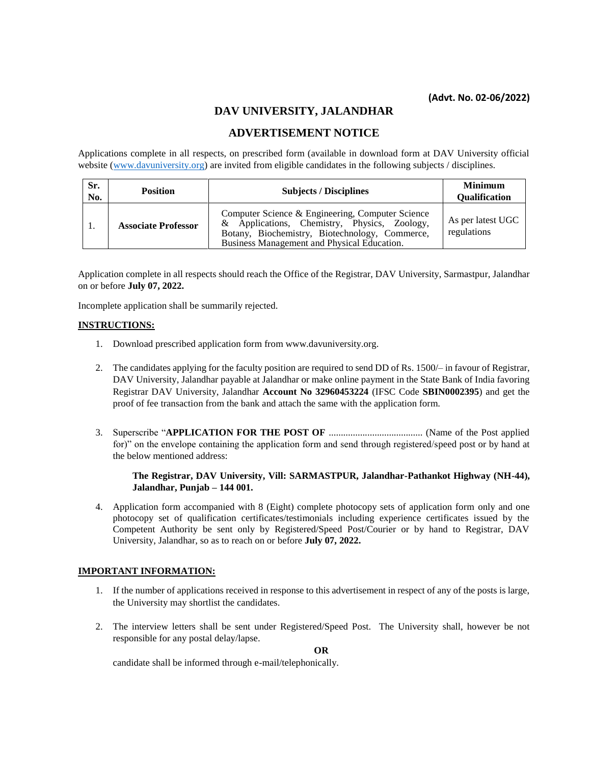**(Advt. No. 02-06/2022)**

# DAV UNIVERSITY, JALANDHAR

## ADVERTISEMENT NOTICE

Applications complete in all respects, on prescribed form (available in download form at DAV University official website (www.davuniversity.org) are invited from eligible candidates in the following subjects / disciplines.

| Sr. No. | Position | Subjects / Disciplines | Minimum Qualification |
|---|---|---|---|
| 1. | **Associate Professor** | Computer Science & Engineering, Computer Science & Applications, Chemistry, Physics, Zoology, Botany, Biochemistry, Biotechnology, Commerce, Business Management and Physical Education. | As per latest UGC regulations |

Application complete in all respects should reach the Office of the Registrar, DAV University, Sarmastpur, Jalandhar on or before **July 07, 2022.**

Incomplete application shall be summarily rejected.

**INSTRUCTIONS:**

1. Download prescribed application form from www.davuniversity.org.
2. The candidates applying for the faculty position are required to send DD of Rs. 1500/– in favour of Registrar, DAV University, Jalandhar payable at Jalandhar or make online payment in the State Bank of India favoring Registrar DAV University, Jalandhar **Account No 32960453224** (IFSC Code **SBIN0002395**) and get the proof of fee transaction from the bank and attach the same with the application form.
3. Superscribe "**APPLICATION FOR THE POST OF** ....................................... (Name of the Post applied for)" on the envelope containing the application form and send through registered/speed post or by hand at the below mentioned address:

   **The Registrar, DAV University, Vill: SARMASTPUR, Jalandhar-Pathankot Highway (NH-44), Jalandhar, Punjab – 144 001.**

4. Application form accompanied with 8 (Eight) complete photocopy sets of application form only and one photocopy set of qualification certificates/testimonials including experience certificates issued by the Competent Authority be sent only by Registered/Speed Post/Courier or by hand to Registrar, DAV University, Jalandhar, so as to reach on or before **July 07, 2022.**

**IMPORTANT INFORMATION:**

1. If the number of applications received in response to this advertisement in respect of any of the posts is large, the University may shortlist the candidates.
2. The interview letters shall be sent under Registered/Speed Post. The University shall, however be not responsible for any postal delay/lapse.

   **OR**

   candidate shall be informed through e-mail/telephonically.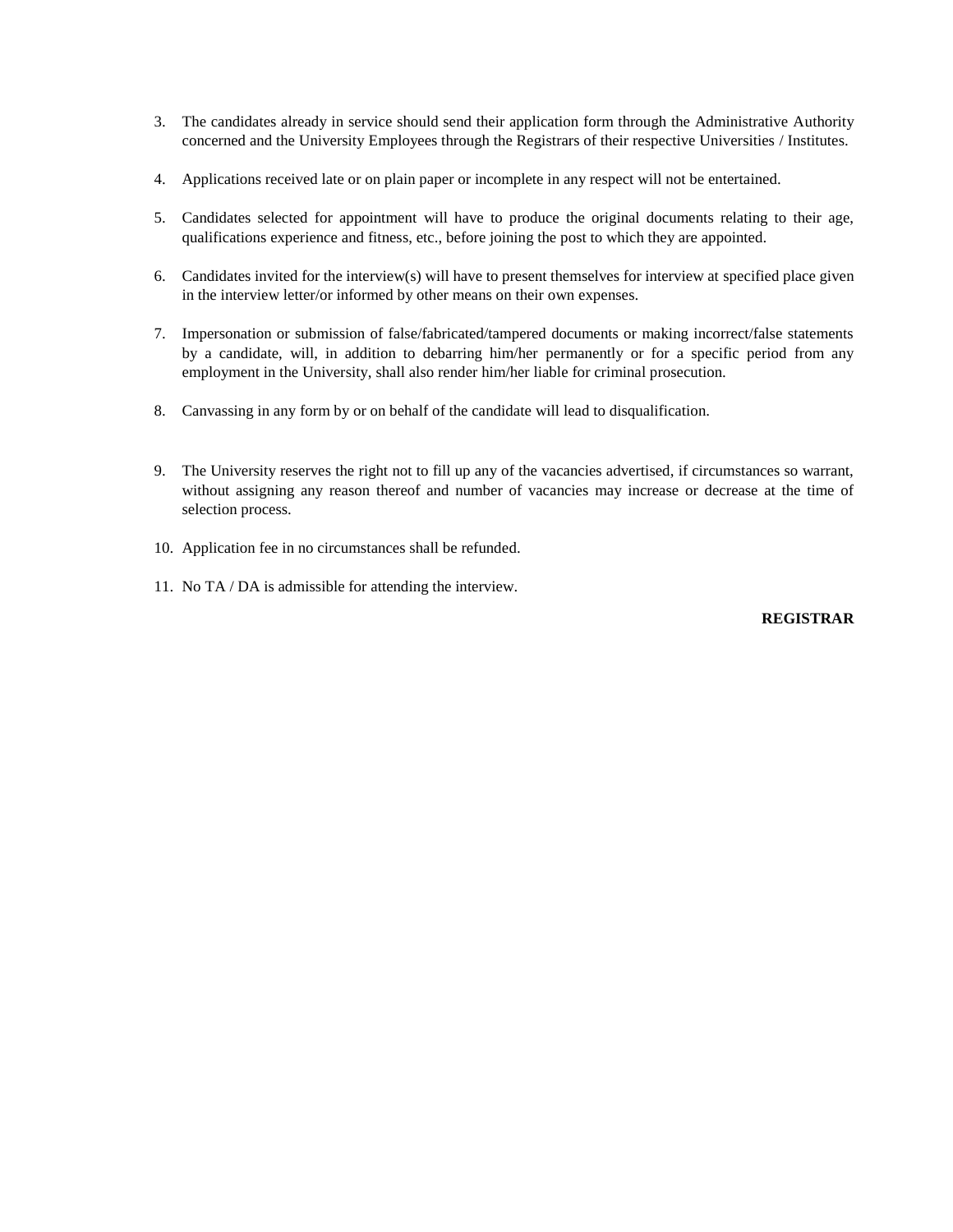3. The candidates already in service should send their application form through the Administrative Authority concerned and the University Employees through the Registrars of their respective Universities / Institutes.

4. Applications received late or on plain paper or incomplete in any respect will not be entertained.

5. Candidates selected for appointment will have to produce the original documents relating to their age, qualifications experience and fitness, etc., before joining the post to which they are appointed.

6. Candidates invited for the interview(s) will have to present themselves for interview at specified place given in the interview letter/or informed by other means on their own expenses.

7. Impersonation or submission of false/fabricated/tampered documents or making incorrect/false statements by a candidate, will, in addition to debarring him/her permanently or for a specific period from any employment in the University, shall also render him/her liable for criminal prosecution.

8. Canvassing in any form by or on behalf of the candidate will lead to disqualification.

9. The University reserves the right not to fill up any of the vacancies advertised, if circumstances so warrant, without assigning any reason thereof and number of vacancies may increase or decrease at the time of selection process.

10. Application fee in no circumstances shall be refunded.

11. No TA / DA is admissible for attending the interview.

**REGISTRAR**